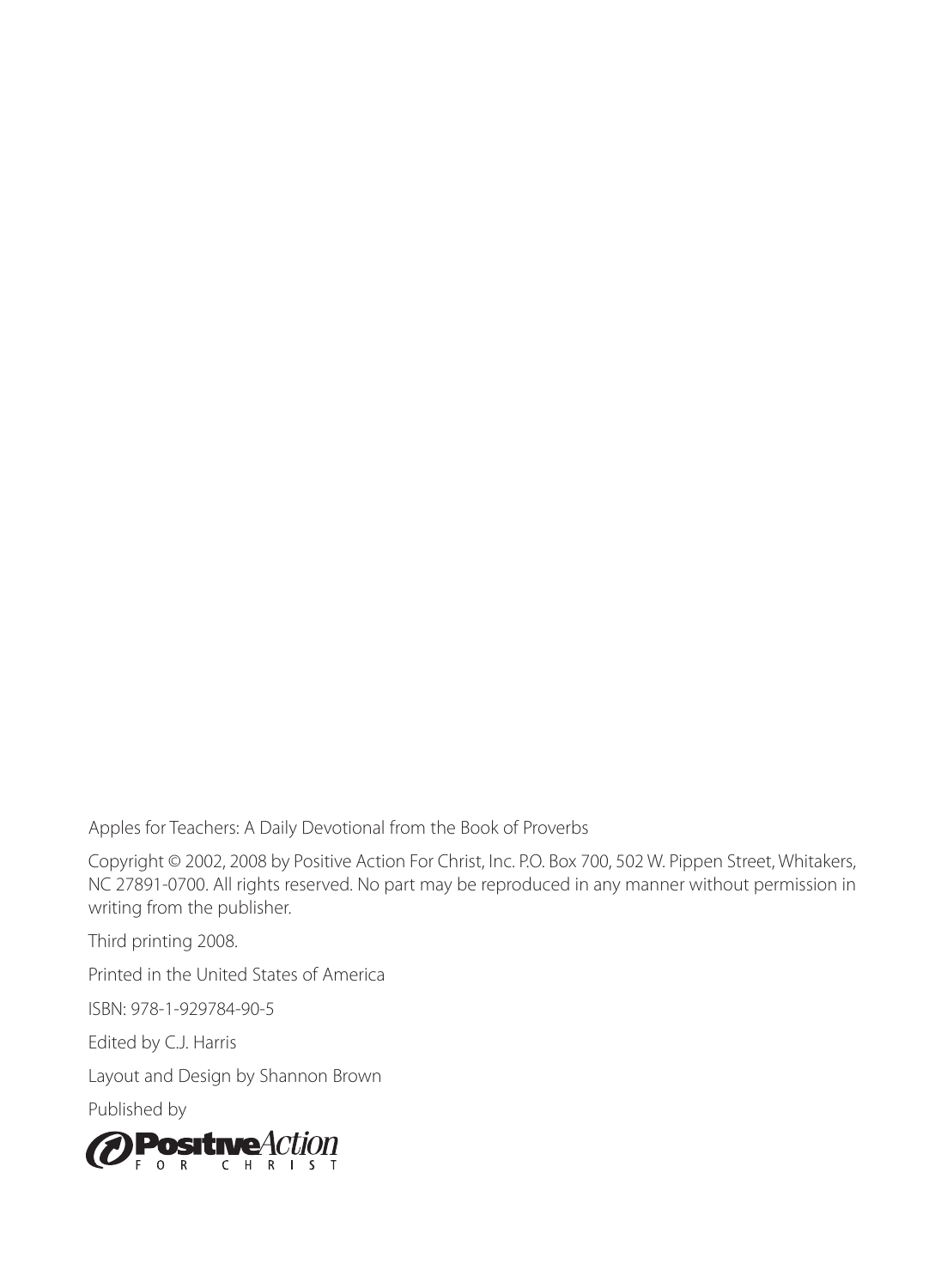Apples for Teachers: A Daily Devotional from the Book of Proverbs

Copyright © 2002, 2008 by Positive Action For Christ, Inc. P.O. Box 700, 502 W. Pippen Street, Whitakers, NC 27891-0700. All rights reserved. No part may be reproduced in any manner without permission in writing from the publisher.

Third printing 2008.

Printed in the United States of America

ISBN: 978-1-929784-90-5

Edited by C.J. Harris

Layout and Design by Shannon Brown

Published by

Positive Action FOR CHRIST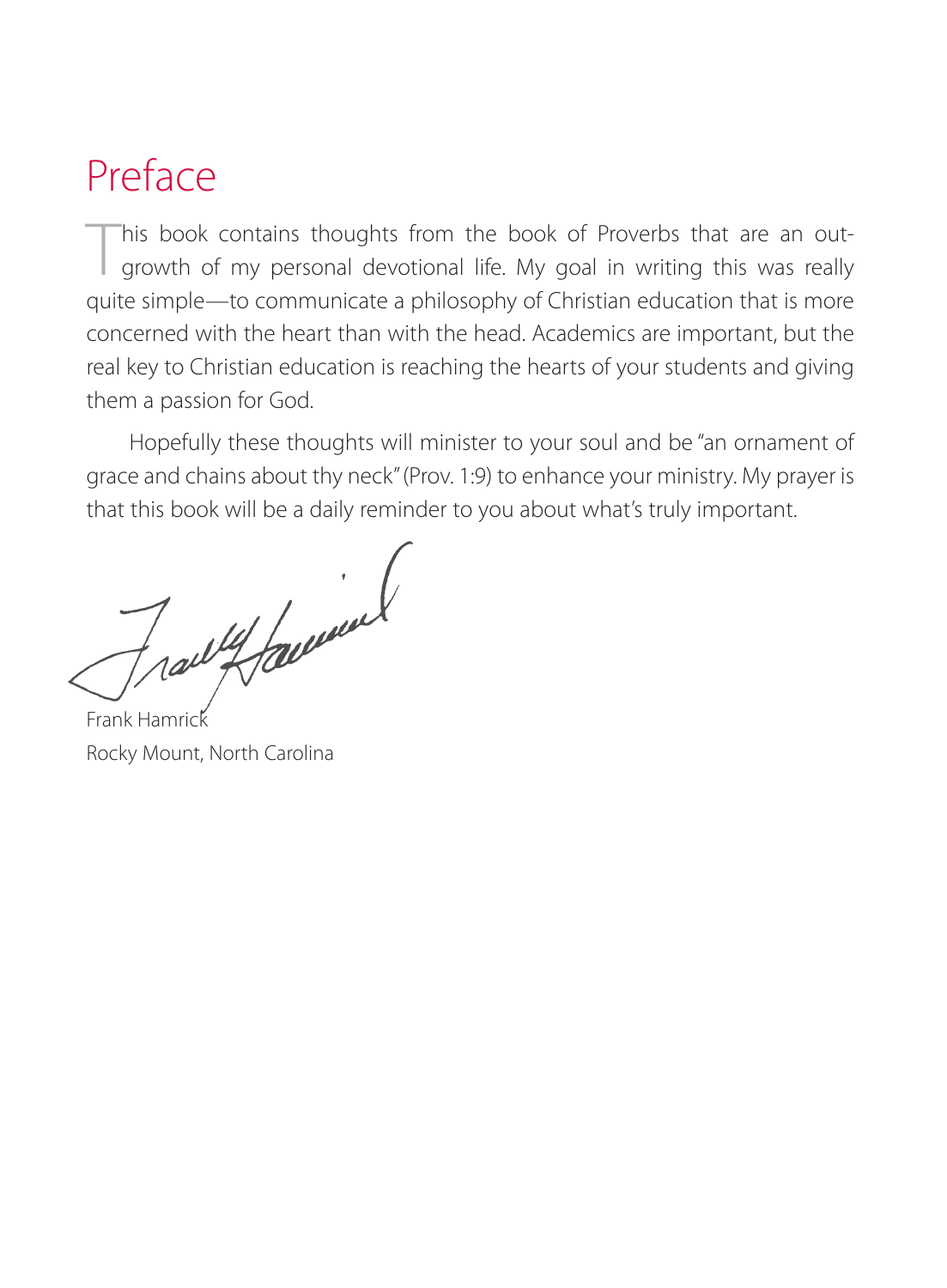# Preface

This book contains thoughts from the book of Proverbs that are an outgrowth of my personal devotional life. My goal in writing this was really quite simple—to communicate a philosophy of Christian education that is more concerned with the heart than with the head. Academics are important, but the real key to Christian education is reaching the hearts of your students and giving them a passion for God.

Hopefully these thoughts will minister to your soul and be "an ornament of grace and chains about thy neck" (Prov. 1:9) to enhance your ministry. My prayer is that this book will be a daily reminder to you about what's truly important.

Frank Hamrick
Rocky Mount, North Carolina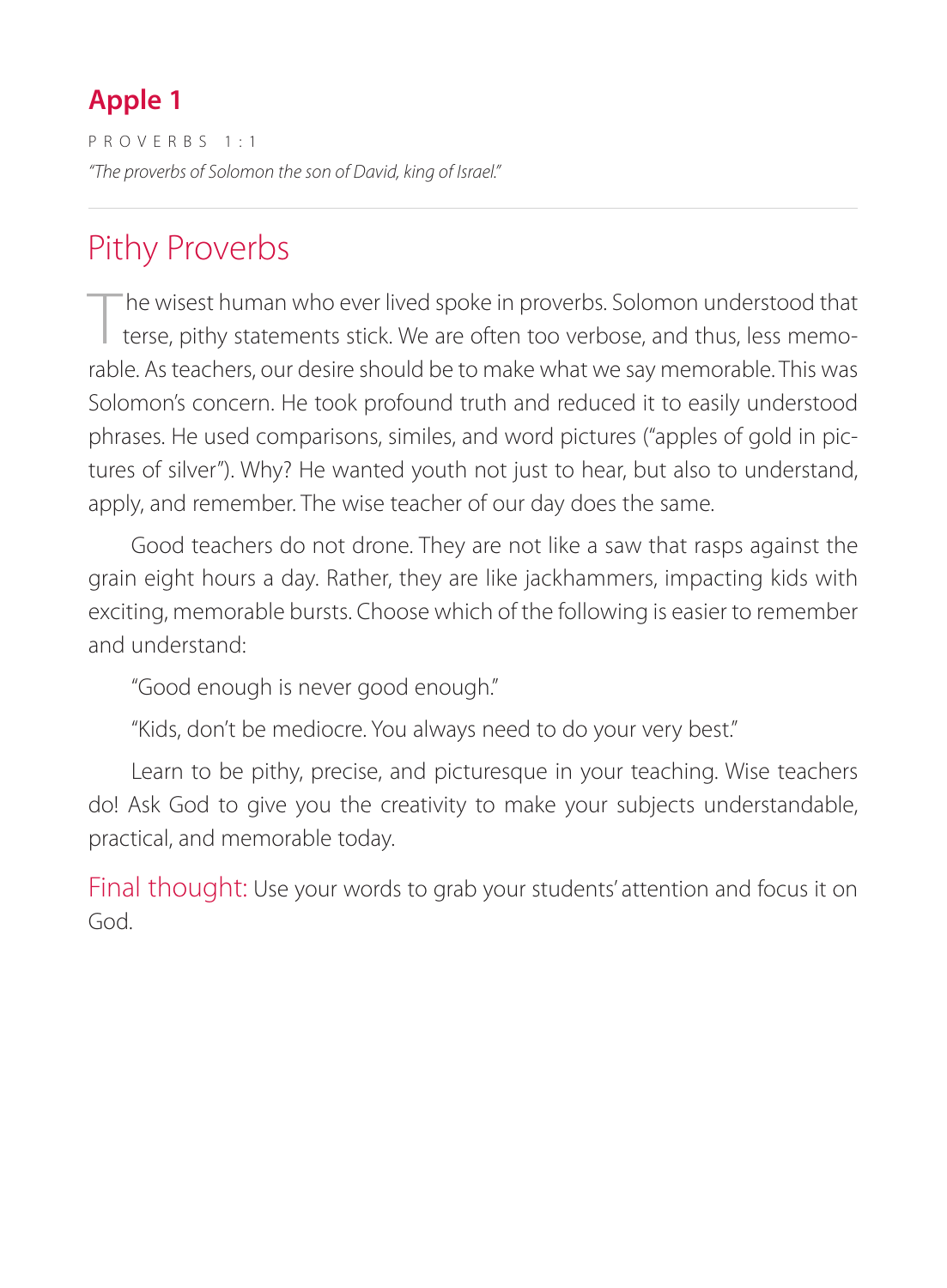## Apple 1

PROVERBS 1:1

*"The proverbs of Solomon the son of David, king of Israel."*

---

# Pithy Proverbs

The wisest human who ever lived spoke in proverbs. Solomon understood that terse, pithy statements stick. We are often too verbose, and thus, less memorable. As teachers, our desire should be to make what we say memorable. This was Solomon's concern. He took profound truth and reduced it to easily understood phrases. He used comparisons, similes, and word pictures ("apples of gold in pictures of silver"). Why? He wanted youth not just to hear, but also to understand, apply, and remember. The wise teacher of our day does the same.

Good teachers do not drone. They are not like a saw that rasps against the grain eight hours a day. Rather, they are like jackhammers, impacting kids with exciting, memorable bursts. Choose which of the following is easier to remember and understand:

"Good enough is never good enough."

"Kids, don't be mediocre. You always need to do your very best."

Learn to be pithy, precise, and picturesque in your teaching. Wise teachers do! Ask God to give you the creativity to make your subjects understandable, practical, and memorable today.

Final thought: Use your words to grab your students' attention and focus it on God.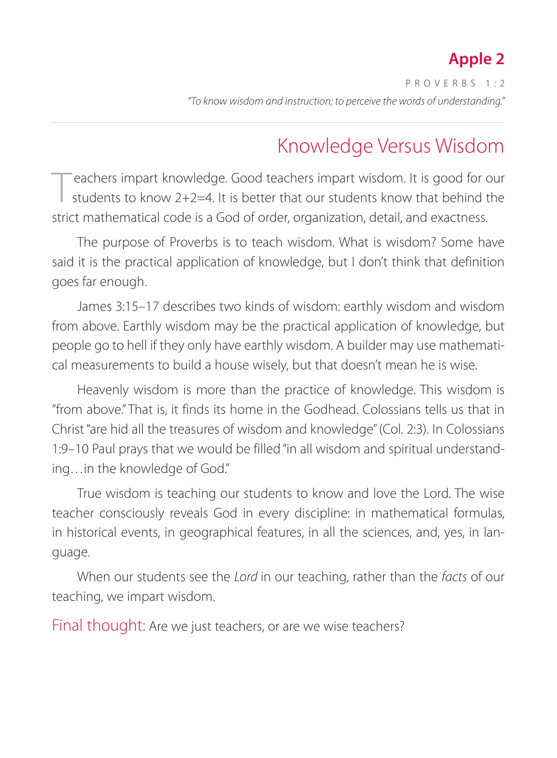## Apple 2

PROVERBS 1:2

*"To know wisdom and instruction; to perceive the words of understanding."*

# Knowledge Versus Wisdom

Teachers impart knowledge. Good teachers impart wisdom. It is good for our students to know 2+2=4. It is better that our students know that behind the strict mathematical code is a God of order, organization, detail, and exactness.

The purpose of Proverbs is to teach wisdom. What is wisdom? Some have said it is the practical application of knowledge, but I don't think that definition goes far enough.

James 3:15–17 describes two kinds of wisdom: earthly wisdom and wisdom from above. Earthly wisdom may be the practical application of knowledge, but people go to hell if they only have earthly wisdom. A builder may use mathematical measurements to build a house wisely, but that doesn't mean he is wise.

Heavenly wisdom is more than the practice of knowledge. This wisdom is "from above." That is, it finds its home in the Godhead. Colossians tells us that in Christ "are hid all the treasures of wisdom and knowledge" (Col. 2:3). In Colossians 1:9–10 Paul prays that we would be filled "in all wisdom and spiritual understanding…in the knowledge of God."

True wisdom is teaching our students to know and love the Lord. The wise teacher consciously reveals God in every discipline: in mathematical formulas, in historical events, in geographical features, in all the sciences, and, yes, in language.

When our students see the *Lord* in our teaching, rather than the *facts* of our teaching, we impart wisdom.

Final thought: Are we just teachers, or are we wise teachers?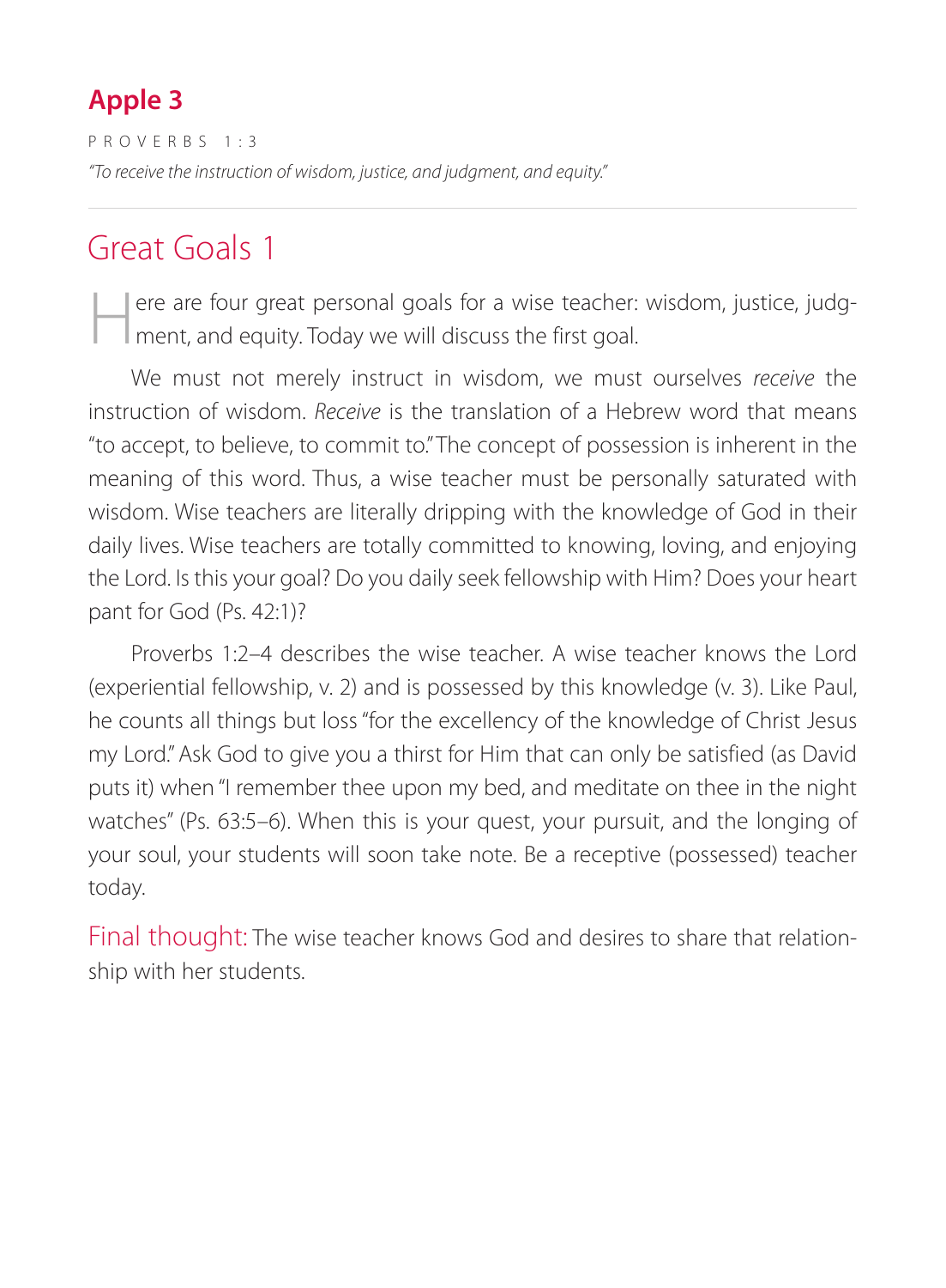## Apple 3

PROVERBS 1:3

*"To receive the instruction of wisdom, justice, and judgment, and equity."*

---

# Great Goals 1

Here are four great personal goals for a wise teacher: wisdom, justice, judgment, and equity. Today we will discuss the first goal.

We must not merely instruct in wisdom, we must ourselves *receive* the instruction of wisdom. *Receive* is the translation of a Hebrew word that means "to accept, to believe, to commit to." The concept of possession is inherent in the meaning of this word. Thus, a wise teacher must be personally saturated with wisdom. Wise teachers are literally dripping with the knowledge of God in their daily lives. Wise teachers are totally committed to knowing, loving, and enjoying the Lord. Is this your goal? Do you daily seek fellowship with Him? Does your heart pant for God (Ps. 42:1)?

Proverbs 1:2–4 describes the wise teacher. A wise teacher knows the Lord (experiential fellowship, v. 2) and is possessed by this knowledge (v. 3). Like Paul, he counts all things but loss "for the excellency of the knowledge of Christ Jesus my Lord." Ask God to give you a thirst for Him that can only be satisfied (as David puts it) when "I remember thee upon my bed, and meditate on thee in the night watches" (Ps. 63:5–6). When this is your quest, your pursuit, and the longing of your soul, your students will soon take note. Be a receptive (possessed) teacher today.

Final thought: The wise teacher knows God and desires to share that relationship with her students.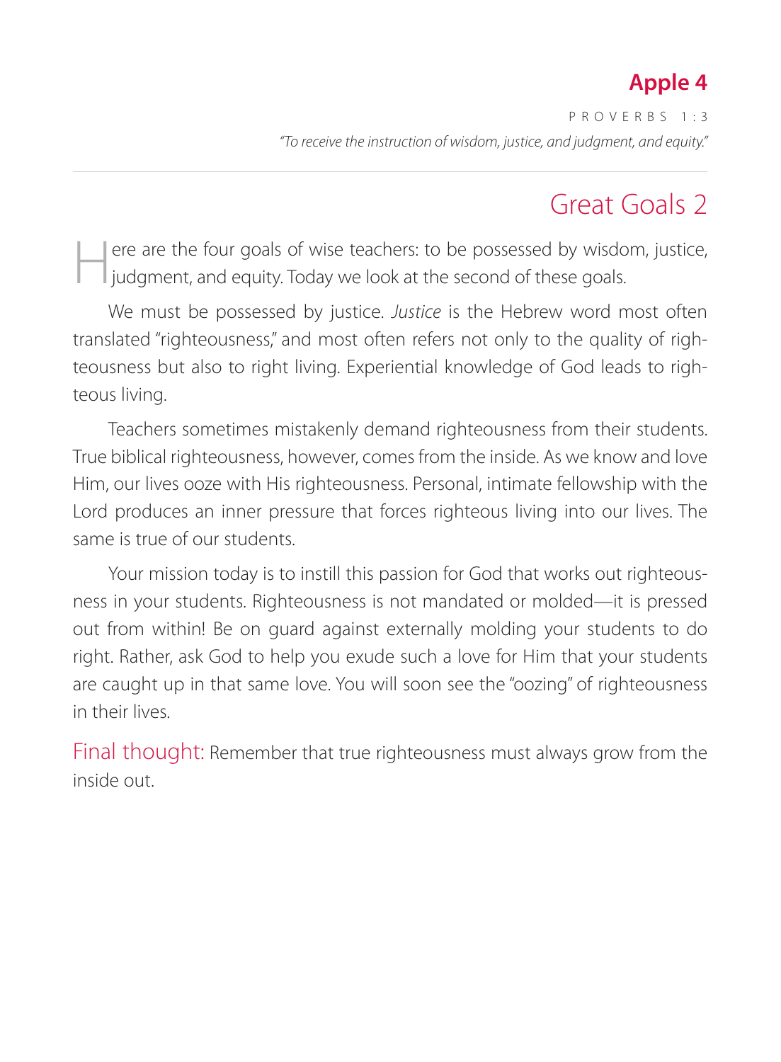# Apple 4

PROVERBS 1:3

*"To receive the instruction of wisdom, justice, and judgment, and equity."*

---

## Great Goals 2

Here are the four goals of wise teachers: to be possessed by wisdom, justice, judgment, and equity. Today we look at the second of these goals.

We must be possessed by justice. *Justice* is the Hebrew word most often translated "righteousness," and most often refers not only to the quality of righteousness but also to right living. Experiential knowledge of God leads to righteous living.

Teachers sometimes mistakenly demand righteousness from their students. True biblical righteousness, however, comes from the inside. As we know and love Him, our lives ooze with His righteousness. Personal, intimate fellowship with the Lord produces an inner pressure that forces righteous living into our lives. The same is true of our students.

Your mission today is to instill this passion for God that works out righteousness in your students. Righteousness is not mandated or molded—it is pressed out from within! Be on guard against externally molding your students to do right. Rather, ask God to help you exude such a love for Him that your students are caught up in that same love. You will soon see the "oozing" of righteousness in their lives.

Final thought: Remember that true righteousness must always grow from the inside out.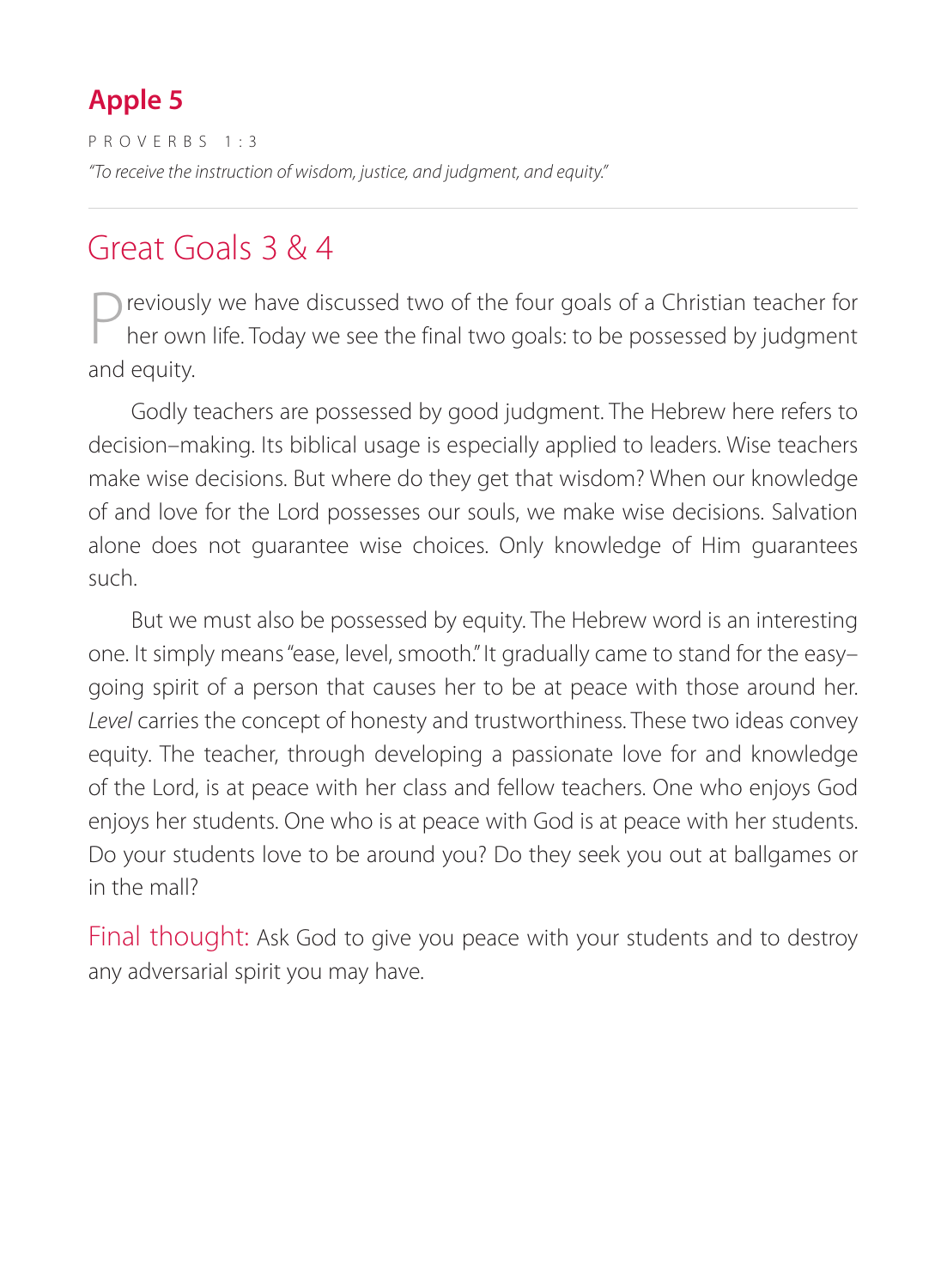## Apple 5

PROVERBS 1:3

*"To receive the instruction of wisdom, justice, and judgment, and equity."*

---

# Great Goals 3 & 4

Previously we have discussed two of the four goals of a Christian teacher for her own life. Today we see the final two goals: to be possessed by judgment and equity.

Godly teachers are possessed by good judgment. The Hebrew here refers to decision–making. Its biblical usage is especially applied to leaders. Wise teachers make wise decisions. But where do they get that wisdom? When our knowledge of and love for the Lord possesses our souls, we make wise decisions. Salvation alone does not guarantee wise choices. Only knowledge of Him guarantees such.

But we must also be possessed by equity. The Hebrew word is an interesting one. It simply means "ease, level, smooth." It gradually came to stand for the easy–going spirit of a person that causes her to be at peace with those around her. *Level* carries the concept of honesty and trustworthiness. These two ideas convey equity. The teacher, through developing a passionate love for and knowledge of the Lord, is at peace with her class and fellow teachers. One who enjoys God enjoys her students. One who is at peace with God is at peace with her students. Do your students love to be around you? Do they seek you out at ballgames or in the mall?

Final thought: Ask God to give you peace with your students and to destroy any adversarial spirit you may have.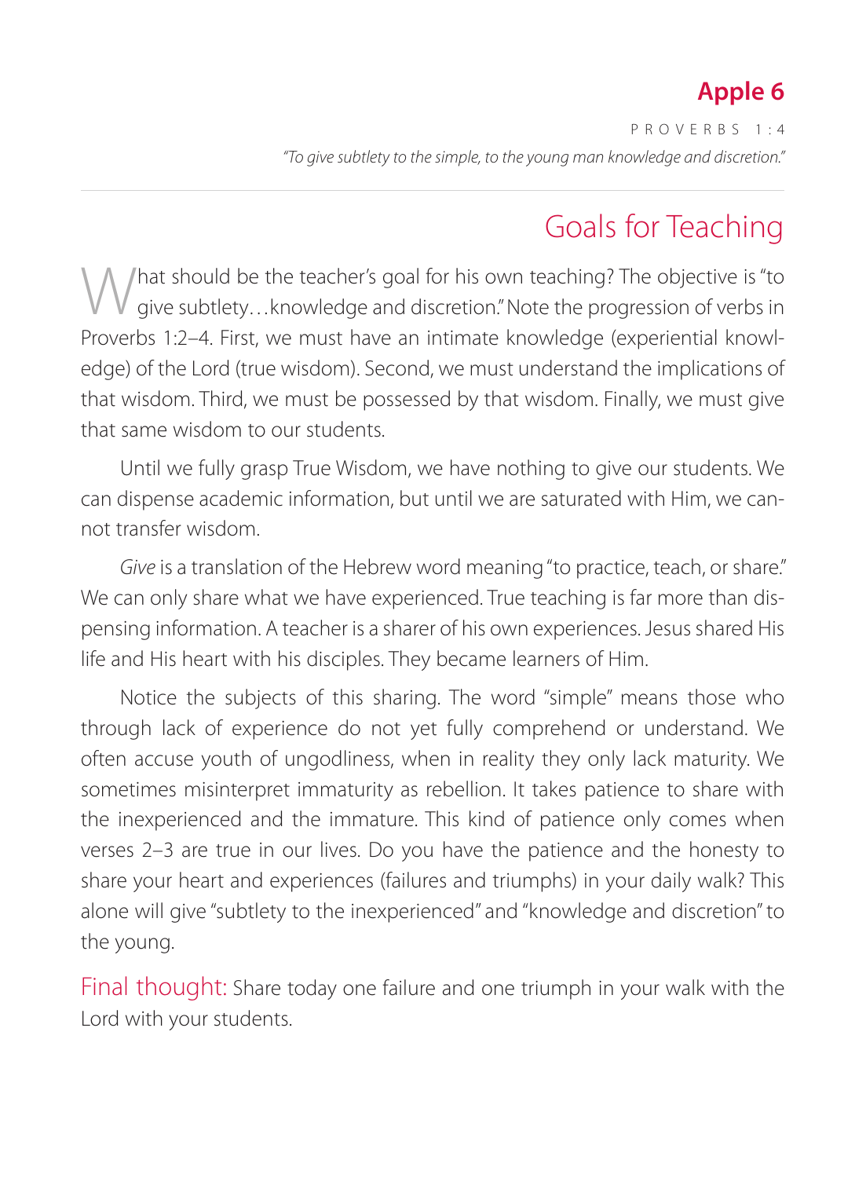# Apple 6

PROVERBS 1:4

*"To give subtlety to the simple, to the young man knowledge and discretion."*

---

## Goals for Teaching

What should be the teacher's goal for his own teaching? The objective is "to give subtlety…knowledge and discretion." Note the progression of verbs in Proverbs 1:2–4. First, we must have an intimate knowledge (experiential knowledge) of the Lord (true wisdom). Second, we must understand the implications of that wisdom. Third, we must be possessed by that wisdom. Finally, we must give that same wisdom to our students.

Until we fully grasp True Wisdom, we have nothing to give our students. We can dispense academic information, but until we are saturated with Him, we cannot transfer wisdom.

*Give* is a translation of the Hebrew word meaning "to practice, teach, or share." We can only share what we have experienced. True teaching is far more than dispensing information. A teacher is a sharer of his own experiences. Jesus shared His life and His heart with his disciples. They became learners of Him.

Notice the subjects of this sharing. The word "simple" means those who through lack of experience do not yet fully comprehend or understand. We often accuse youth of ungodliness, when in reality they only lack maturity. We sometimes misinterpret immaturity as rebellion. It takes patience to share with the inexperienced and the immature. This kind of patience only comes when verses 2–3 are true in our lives. Do you have the patience and the honesty to share your heart and experiences (failures and triumphs) in your daily walk? This alone will give "subtlety to the inexperienced" and "knowledge and discretion" to the young.

Final thought: Share today one failure and one triumph in your walk with the Lord with your students.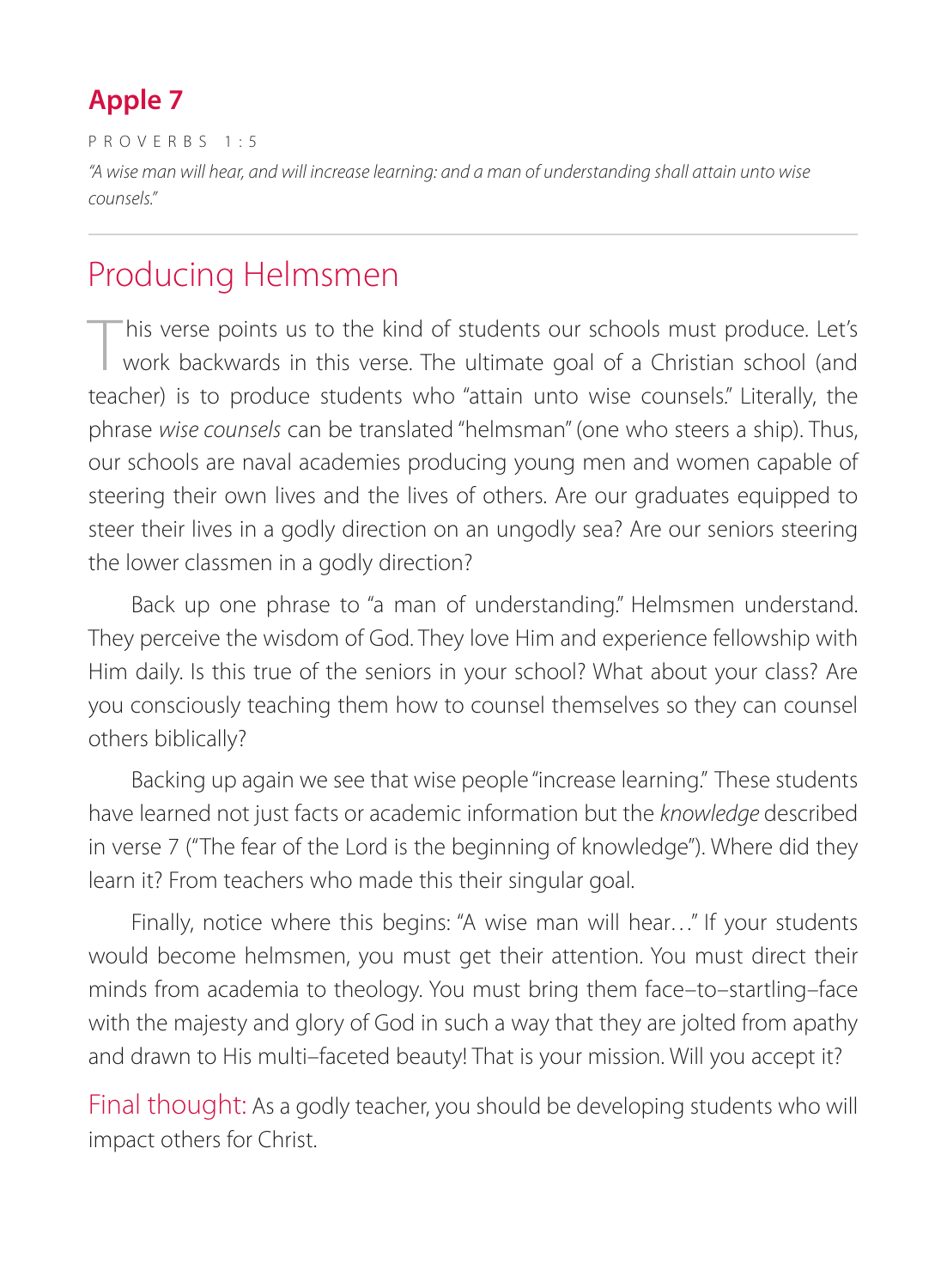## Apple 7

PROVERBS 1:5

*"A wise man will hear, and will increase learning: and a man of understanding shall attain unto wise counsels."*

---

# Producing Helmsmen

This verse points us to the kind of students our schools must produce. Let's work backwards in this verse. The ultimate goal of a Christian school (and teacher) is to produce students who "attain unto wise counsels." Literally, the phrase *wise counsels* can be translated "helmsman" (one who steers a ship). Thus, our schools are naval academies producing young men and women capable of steering their own lives and the lives of others. Are our graduates equipped to steer their lives in a godly direction on an ungodly sea? Are our seniors steering the lower classmen in a godly direction?

Back up one phrase to "a man of understanding." Helmsmen understand. They perceive the wisdom of God. They love Him and experience fellowship with Him daily. Is this true of the seniors in your school? What about your class? Are you consciously teaching them how to counsel themselves so they can counsel others biblically?

Backing up again we see that wise people "increase learning." These students have learned not just facts or academic information but the *knowledge* described in verse 7 ("The fear of the Lord is the beginning of knowledge"). Where did they learn it? From teachers who made this their singular goal.

Finally, notice where this begins: "A wise man will hear…" If your students would become helmsmen, you must get their attention. You must direct their minds from academia to theology. You must bring them face–to–startling–face with the majesty and glory of God in such a way that they are jolted from apathy and drawn to His multi–faceted beauty! That is your mission. Will you accept it?

Final thought: As a godly teacher, you should be developing students who will impact others for Christ.